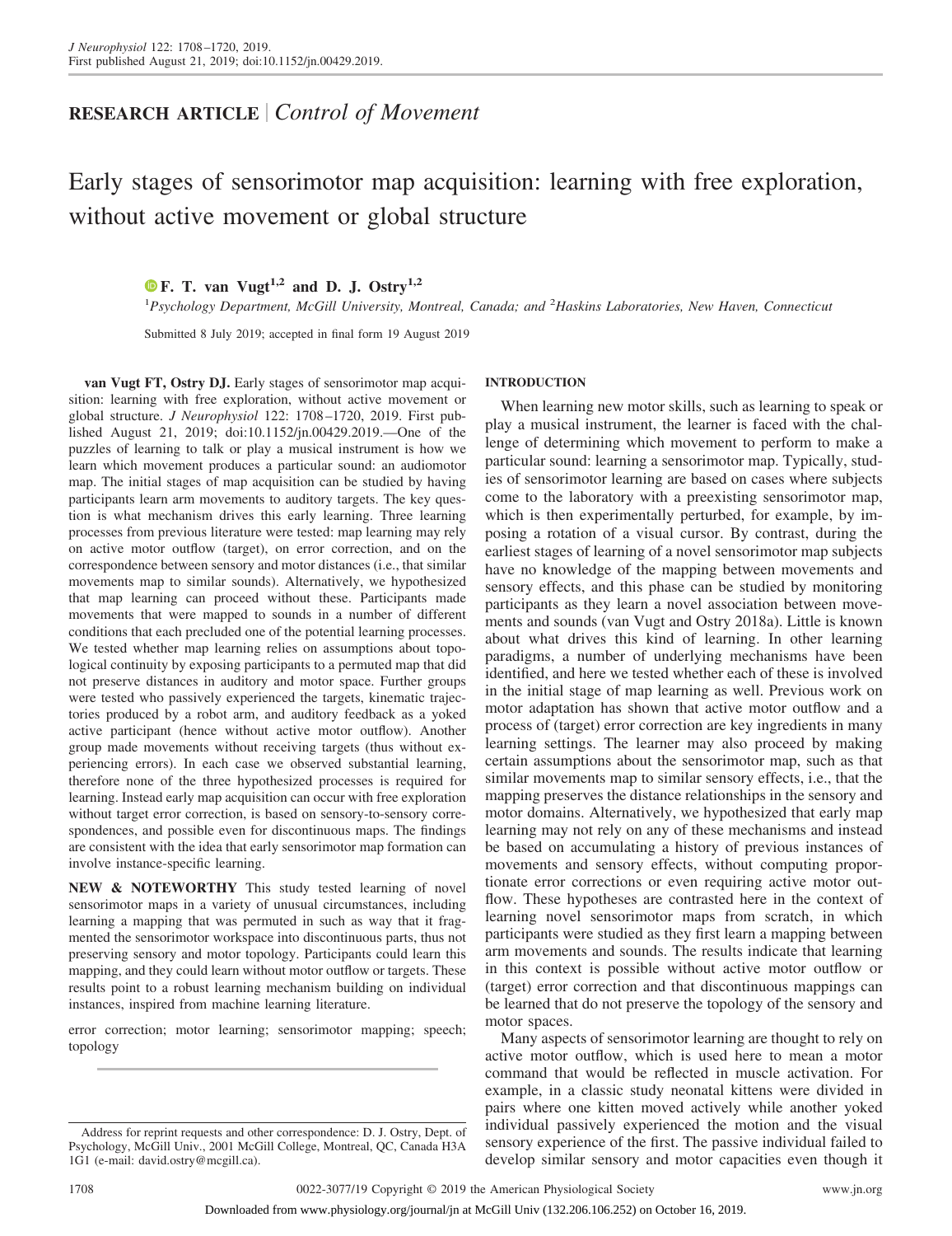RESEARCH ARTICLE | *Control of Movement*

# Early stages of sensorimotor map acquisition: learning with free exploration, without active movement or global structure

**F. T. van Vugt[1,2] and D. J. Ostry[1,2]**

[1]*Psychology Department, McGill University, Montreal, Canada; and* [2]*Haskins Laboratories, New Haven, Connecticut*

Submitted 8 July 2019; accepted in final form 19 August 2019

**van Vugt FT, Ostry DJ.** Early stages of sensorimotor map acquisition: learning with free exploration, without active movement or global structure. *J Neurophysiol* 122: 1708–1720, 2019. First published August 21, 2019; doi:10.1152/jn.00429.2019.—One of the puzzles of learning to talk or play a musical instrument is how we learn which movement produces a particular sound: an audiomotor map. The initial stages of map acquisition can be studied by having participants learn arm movements to auditory targets. The key question is what mechanism drives this early learning. Three learning processes from previous literature were tested: map learning may rely on active motor outflow (target), on error correction, and on the correspondence between sensory and motor distances (i.e., that similar movements map to similar sounds). Alternatively, we hypothesized that map learning can proceed without these. Participants made movements that were mapped to sounds in a number of different conditions that each precluded one of the potential learning processes. We tested whether map learning relies on assumptions about topological continuity by exposing participants to a permuted map that did not preserve distances in auditory and motor space. Further groups were tested who passively experienced the targets, kinematic trajectories produced by a robot arm, and auditory feedback as a yoked active participant (hence without active motor outflow). Another group made movements without receiving targets (thus without experiencing errors). In each case we observed substantial learning, therefore none of the three hypothesized processes is required for learning. Instead early map acquisition can occur with free exploration without target error correction, is based on sensory-to-sensory correspondences, and possible even for discontinuous maps. The findings are consistent with the idea that early sensorimotor map formation can involve instance-specific learning.

**NEW & NOTEWORTHY** This study tested learning of novel sensorimotor maps in a variety of unusual circumstances, including learning a mapping that was permuted in such as way that it fragmented the sensorimotor workspace into discontinuous parts, thus not preserving sensory and motor topology. Participants could learn this mapping, and they could learn without motor outflow or targets. These results point to a robust learning mechanism building on individual instances, inspired from machine learning literature.

error correction; motor learning; sensorimotor mapping; speech; topology

## INTRODUCTION

When learning new motor skills, such as learning to speak or play a musical instrument, the learner is faced with the challenge of determining which movement to perform to make a particular sound: learning a sensorimotor map. Typically, studies of sensorimotor learning are based on cases where subjects come to the laboratory with a preexisting sensorimotor map, which is then experimentally perturbed, for example, by imposing a rotation of a visual cursor. By contrast, during the earliest stages of learning of a novel sensorimotor map subjects have no knowledge of the mapping between movements and sensory effects, and this phase can be studied by monitoring participants as they learn a novel association between movements and sounds (van Vugt and Ostry 2018a). Little is known about what drives this kind of learning. In other learning paradigms, a number of underlying mechanisms have been identified, and here we tested whether each of these is involved in the initial stage of map learning as well. Previous work on motor adaptation has shown that active motor outflow and a process of (target) error correction are key ingredients in many learning settings. The learner may also proceed by making certain assumptions about the sensorimotor map, such as that similar movements map to similar sensory effects, i.e., that the mapping preserves the distance relationships in the sensory and motor domains. Alternatively, we hypothesized that early map learning may not rely on any of these mechanisms and instead be based on accumulating a history of previous instances of movements and sensory effects, without computing proportionate error corrections or even requiring active motor outflow. These hypotheses are contrasted here in the context of learning novel sensorimotor maps from scratch, in which participants were studied as they first learn a mapping between arm movements and sounds. The results indicate that learning in this context is possible without active motor outflow or (target) error correction and that discontinuous mappings can be learned that do not preserve the topology of the sensory and motor spaces.

Many aspects of sensorimotor learning are thought to rely on active motor outflow, which is used here to mean a motor command that would be reflected in muscle activation. For example, in a classic study neonatal kittens were divided in pairs where one kitten moved actively while another yoked individual passively experienced the motion and the visual sensory experience of the first. The passive individual failed to develop similar sensory and motor capacities even though it

Address for reprint requests and other correspondence: D. J. Ostry, Dept. of Psychology, McGill Univ., 2001 McGill College, Montreal, QC, Canada H3A 1G1 (e-mail: david.ostry@mcgill.ca).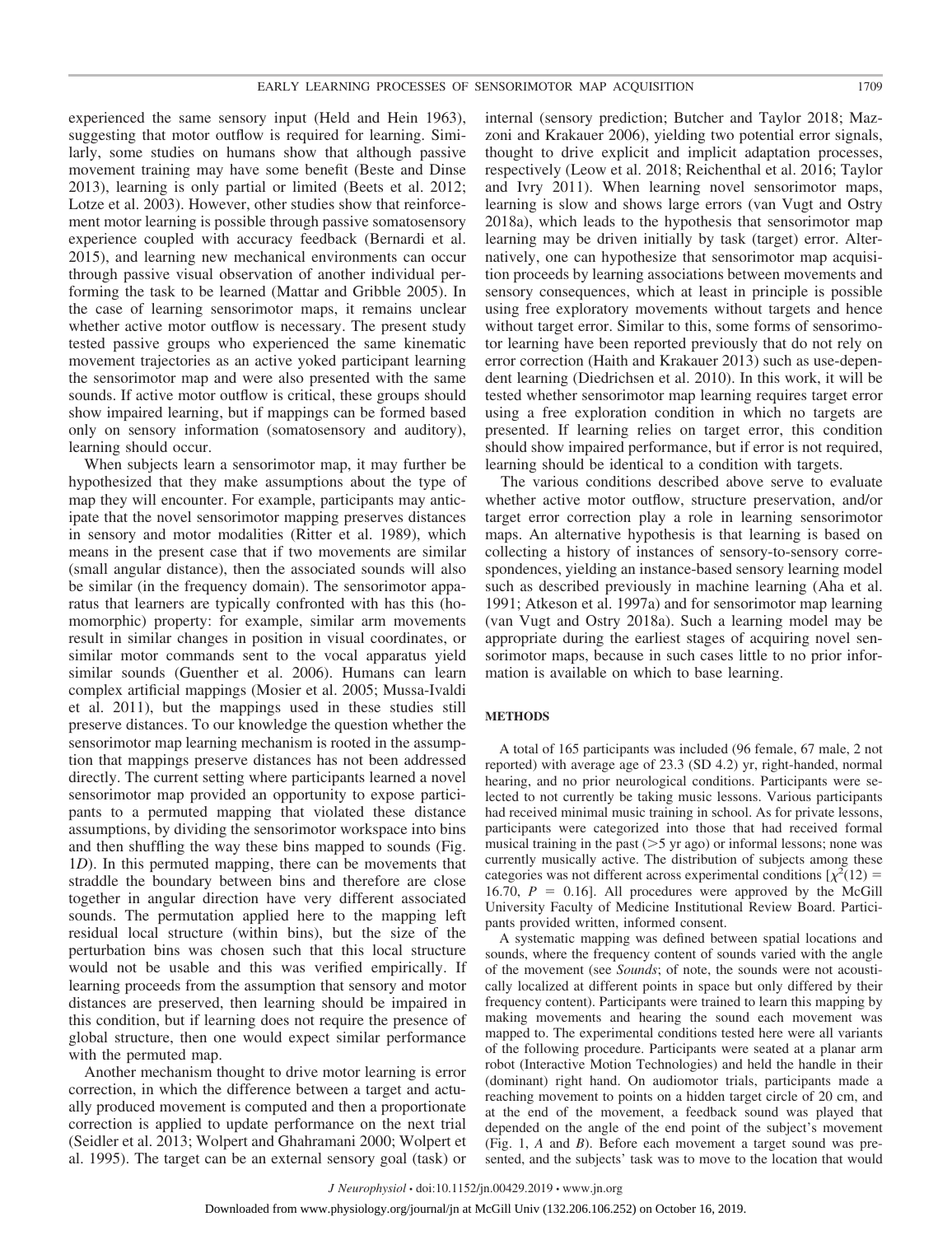experienced the same sensory input (Held and Hein 1963), suggesting that motor outflow is required for learning. Similarly, some studies on humans show that although passive movement training may have some benefit (Beste and Dinse 2013), learning is only partial or limited (Beets et al. 2012; Lotze et al. 2003). However, other studies show that reinforcement motor learning is possible through passive somatosensory experience coupled with accuracy feedback (Bernardi et al. 2015), and learning new mechanical environments can occur through passive visual observation of another individual performing the task to be learned (Mattar and Gribble 2005). In the case of learning sensorimotor maps, it remains unclear whether active motor outflow is necessary. The present study tested passive groups who experienced the same kinematic movement trajectories as an active yoked participant learning the sensorimotor map and were also presented with the same sounds. If active motor outflow is critical, these groups should show impaired learning, but if mappings can be formed based only on sensory information (somatosensory and auditory), learning should occur.

When subjects learn a sensorimotor map, it may further be hypothesized that they make assumptions about the type of map they will encounter. For example, participants may anticipate that the novel sensorimotor mapping preserves distances in sensory and motor modalities (Ritter et al. 1989), which means in the present case that if two movements are similar (small angular distance), then the associated sounds will also be similar (in the frequency domain). The sensorimotor apparatus that learners are typically confronted with has this (homomorphic) property: for example, similar arm movements result in similar changes in position in visual coordinates, or similar motor commands sent to the vocal apparatus yield similar sounds (Guenther et al. 2006). Humans can learn complex artificial mappings (Mosier et al. 2005; Mussa-Ivaldi et al. 2011), but the mappings used in these studies still preserve distances. To our knowledge the question whether the sensorimotor map learning mechanism is rooted in the assumption that mappings preserve distances has not been addressed directly. The current setting where participants learned a novel sensorimotor map provided an opportunity to expose participants to a permuted mapping that violated these distance assumptions, by dividing the sensorimotor workspace into bins and then shuffling the way these bins mapped to sounds (Fig. 1*D*). In this permuted mapping, there can be movements that straddle the boundary between bins and therefore are close together in angular direction have very different associated sounds. The permutation applied here to the mapping left residual local structure (within bins), but the size of the perturbation bins was chosen such that this local structure would not be usable and this was verified empirically. If learning proceeds from the assumption that sensory and motor distances are preserved, then learning should be impaired in this condition, but if learning does not require the presence of global structure, then one would expect similar performance with the permuted map.

Another mechanism thought to drive motor learning is error correction, in which the difference between a target and actually produced movement is computed and then a proportionate correction is applied to update performance on the next trial (Seidler et al. 2013; Wolpert and Ghahramani 2000; Wolpert et al. 1995). The target can be an external sensory goal (task) or internal (sensory prediction; Butcher and Taylor 2018; Mazzoni and Krakauer 2006), yielding two potential error signals, thought to drive explicit and implicit adaptation processes, respectively (Leow et al. 2018; Reichenthal et al. 2016; Taylor and Ivry 2011). When learning novel sensorimotor maps, learning is slow and shows large errors (van Vugt and Ostry 2018a), which leads to the hypothesis that sensorimotor map learning may be driven initially by task (target) error. Alternatively, one can hypothesize that sensorimotor map acquisition proceeds by learning associations between movements and sensory consequences, which at least in principle is possible using free exploratory movements without targets and hence without target error. Similar to this, some forms of sensorimotor learning have been reported previously that do not rely on error correction (Haith and Krakauer 2013) such as use-dependent learning (Diedrichsen et al. 2010). In this work, it will be tested whether sensorimotor map learning requires target error using a free exploration condition in which no targets are presented. If learning relies on target error, this condition should show impaired performance, but if error is not required, learning should be identical to a condition with targets.

The various conditions described above serve to evaluate whether active motor outflow, structure preservation, and/or target error correction play a role in learning sensorimotor maps. An alternative hypothesis is that learning is based on collecting a history of instances of sensory-to-sensory correspondences, yielding an instance-based sensory learning model such as described previously in machine learning (Aha et al. 1991; Atkeson et al. 1997a) and for sensorimotor map learning (van Vugt and Ostry 2018a). Such a learning model may be appropriate during the earliest stages of acquiring novel sensorimotor maps, because in such cases little to no prior information is available on which to base learning.

## METHODS

A total of 165 participants was included (96 female, 67 male, 2 not reported) with average age of 23.3 (SD 4.2) yr, right-handed, normal hearing, and no prior neurological conditions. Participants were selected to not currently be taking music lessons. Various participants had received minimal music training in school. As for private lessons, participants were categorized into those that had received formal musical training in the past (>5 yr ago) or informal lessons; none was currently musically active. The distribution of subjects among these categories was not different across experimental conditions [$\chi^2(12) = 16.70$, $P = 0.16$]. All procedures were approved by the McGill University Faculty of Medicine Institutional Review Board. Participants provided written, informed consent.

A systematic mapping was defined between spatial locations and sounds, where the frequency content of sounds varied with the angle of the movement (see *Sounds*; of note, the sounds were not acoustically localized at different points in space but only differed by their frequency content). Participants were trained to learn this mapping by making movements and hearing the sound each movement was mapped to. The experimental conditions tested here were all variants of the following procedure. Participants were seated at a planar arm robot (Interactive Motion Technologies) and held the handle in their (dominant) right hand. On audiomotor trials, participants made a reaching movement to points on a hidden target circle of 20 cm, and at the end of the movement, a feedback sound was played that depended on the angle of the end point of the subject's movement (Fig. 1, *A* and *B*). Before each movement a target sound was presented, and the subjects' task was to move to the location that would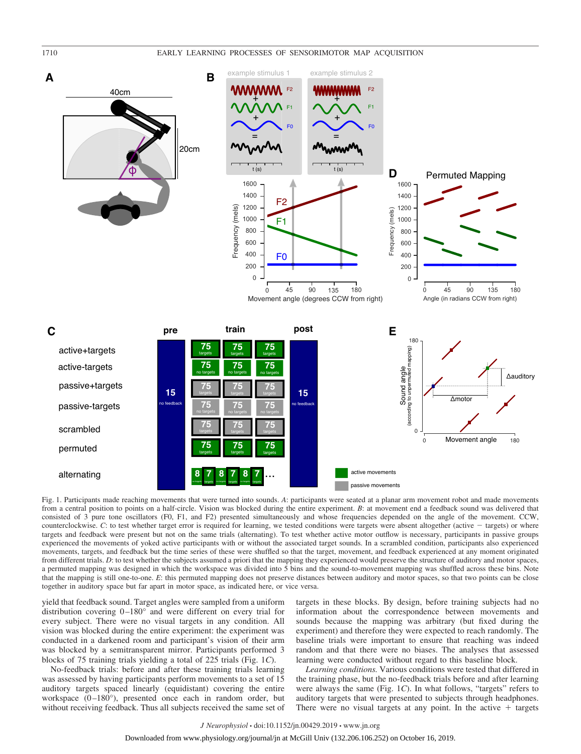Fig. 1. Participants made reaching movements that were turned into sounds. *A*: participants were seated at a planar arm movement robot and made movements from a central position to points on a half-circle. Vision was blocked during the entire experiment. *B*: at movement end a feedback sound was delivered that consisted of 3 pure tone oscillators (F0, F1, and F2) presented simultaneously and whose frequencies depended on the angle of the movement. CCW, counterclockwise. *C*: to test whether target error is required for learning, we tested conditions were targets were absent altogether (active − targets) or where targets and feedback were present but not on the same trials (alternating). To test whether active motor outflow is necessary, participants in passive groups experienced the movements of yoked active participants with or without the associated target sounds. In a scrambled condition, participants also experienced movements, targets, and feedback but the time series of these were shuffled so that the target, movement, and feedback experienced at any moment originated from different trials. *D*: to test whether the subjects assumed a priori that the mapping they experienced would preserve the structure of auditory and motor spaces, a permuted mapping was designed in which the workspace was divided into 5 bins and the sound-to-movement mapping was shuffled across these bins. Note that the mapping is still one-to-one. *E*: this permuted mapping does not preserve distances between auditory and motor spaces, so that two points can be close together in auditory space but far apart in motor space, as indicated here, or vice versa.

yield that feedback sound. Target angles were sampled from a uniform distribution covering 0–180° and were different on every trial for every subject. There were no visual targets in any condition. All vision was blocked during the entire experiment: the experiment was conducted in a darkened room and participant's vision of their arm was blocked by a semitransparent mirror. Participants performed 3 blocks of 75 training trials yielding a total of 225 trials (Fig. 1*C*).

No-feedback trials: before and after these training trials learning was assessed by having participants perform movements to a set of 15 auditory targets spaced linearly (equidistant) covering the entire workspace (0–180°), presented once each in random order, but without receiving feedback. Thus all subjects received the same set of targets in these blocks. By design, before training subjects had no information about the correspondence between movements and sounds because the mapping was arbitrary (but fixed during the experiment) and therefore they were expected to reach randomly. The baseline trials were important to ensure that reaching was indeed random and that there were no biases. The analyses that assessed learning were conducted without regard to this baseline block.

*Learning conditions.* Various conditions were tested that differed in the training phase, but the no-feedback trials before and after learning were always the same (Fig. 1*C*). In what follows, "targets" refers to auditory targets that were presented to subjects through headphones. There were no visual targets at any point. In the active + targets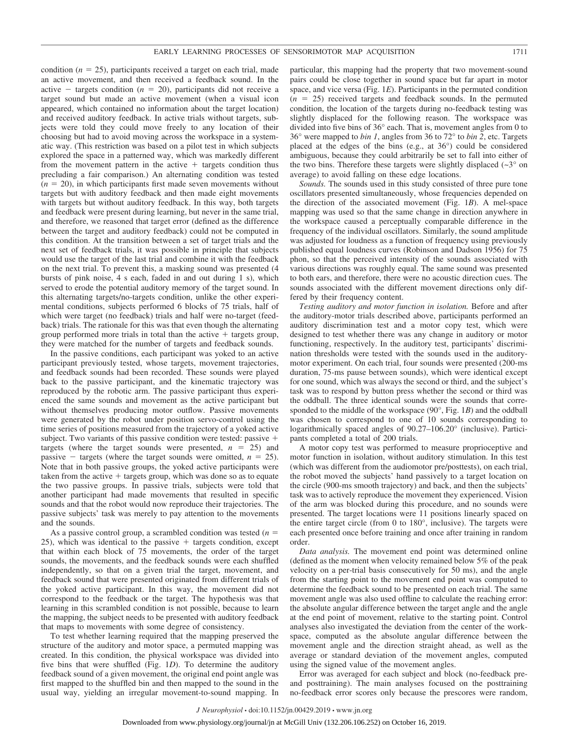condition ($n$ = 25), participants received a target on each trial, made an active movement, and then received a feedback sound. In the active − targets condition ($n$ = 20), participants did not receive a target sound but made an active movement (when a visual icon appeared, which contained no information about the target location) and received auditory feedback. In active trials without targets, subjects were told they could move freely to any location of their choosing but had to avoid moving across the workspace in a systematic way. (This restriction was based on a pilot test in which subjects explored the space in a patterned way, which was markedly different from the movement pattern in the active + targets condition thus precluding a fair comparison.) An alternating condition was tested ($n$ = 20), in which participants first made seven movements without targets but with auditory feedback and then made eight movements with targets but without auditory feedback. In this way, both targets and feedback were present during learning, but never in the same trial, and therefore, we reasoned that target error (defined as the difference between the target and auditory feedback) could not be computed in this condition. At the transition between a set of target trials and the next set of feedback trials, it was possible in principle that subjects would use the target of the last trial and combine it with the feedback on the next trial. To prevent this, a masking sound was presented (4 bursts of pink noise, 4 s each, faded in and out during 1 s), which served to erode the potential auditory memory of the target sound. In this alternating targets/no-targets condition, unlike the other experimental conditions, subjects performed 6 blocks of 75 trials, half of which were target (no feedback) trials and half were no-target (feedback) trials. The rationale for this was that even though the alternating group performed more trials in total than the active + targets group, they were matched for the number of targets and feedback sounds.

In the passive conditions, each participant was yoked to an active participant previously tested, whose targets, movement trajectories, and feedback sounds had been recorded. These sounds were played back to the passive participant, and the kinematic trajectory was reproduced by the robotic arm. The passive participant thus experienced the same sounds and movement as the active participant but without themselves producing motor outflow. Passive movements were generated by the robot under position servo-control using the time series of positions measured from the trajectory of a yoked active subject. Two variants of this passive condition were tested: passive + targets (where the target sounds were presented, $n$ = 25) and passive − targets (where the target sounds were omitted, $n$ = 25). Note that in both passive groups, the yoked active participants were taken from the active + targets group, which was done so as to equate the two passive groups. In passive trials, subjects were told that another participant had made movements that resulted in specific sounds and that the robot would now reproduce their trajectories. The passive subjects' task was merely to pay attention to the movements and the sounds.

As a passive control group, a scrambled condition was tested ($n$ = 25), which was identical to the passive + targets condition, except that within each block of 75 movements, the order of the target sounds, the movements, and the feedback sounds were each shuffled independently, so that on a given trial the target, movement, and feedback sound that were presented originated from different trials of the yoked active participant. In this way, the movement did not correspond to the feedback or the target. The hypothesis was that learning in this scrambled condition is not possible, because to learn the mapping, the subject needs to be presented with auditory feedback that maps to movements with some degree of consistency.

To test whether learning required that the mapping preserved the structure of the auditory and motor space, a permuted mapping was created. In this condition, the physical workspace was divided into five bins that were shuffled (Fig. 1*D*). To determine the auditory feedback sound of a given movement, the original end point angle was first mapped to the shuffled bin and then mapped to the sound in the usual way, yielding an irregular movement-to-sound mapping. In particular, this mapping had the property that two movement-sound pairs could be close together in sound space but far apart in motor space, and vice versa (Fig. 1*E*). Participants in the permuted condition ($n$ = 25) received targets and feedback sounds. In the permuted condition, the location of the targets during no-feedback testing was slightly displaced for the following reason. The workspace was divided into five bins of 36° each. That is, movement angles from 0 to 36° were mapped to *bin 1*, angles from 36 to 72° to *bin 2*, etc. Targets placed at the edges of the bins (e.g., at 36°) could be considered ambiguous, because they could arbitrarily be set to fall into either of the two bins. Therefore these targets were slightly displaced (~3° on average) to avoid falling on these edge locations.

*Sounds.* The sounds used in this study consisted of three pure tone oscillators presented simultaneously, whose frequencies depended on the direction of the associated movement (Fig. 1*B*). A mel-space mapping was used so that the same change in direction anywhere in the workspace caused a perceptually comparable difference in the frequency of the individual oscillators. Similarly, the sound amplitude was adjusted for loudness as a function of frequency using previously published equal loudness curves (Robinson and Dadson 1956) for 75 phon, so that the perceived intensity of the sounds associated with various directions was roughly equal. The same sound was presented to both ears, and therefore, there were no acoustic direction cues. The sounds associated with the different movement directions only differed by their frequency content.

*Testing auditory and motor function in isolation.* Before and after the auditory-motor trials described above, participants performed an auditory discrimination test and a motor copy test, which were designed to test whether there was any change in auditory or motor functioning, respectively. In the auditory test, participants' discrimination thresholds were tested with the sounds used in the auditory-motor experiment. On each trial, four sounds were presented (200-ms duration, 75-ms pause between sounds), which were identical except for one sound, which was always the second or third, and the subject's task was to respond by button press whether the second or third was the oddball. The three identical sounds were the sounds that corresponded to the middle of the workspace (90°, Fig. 1*B*) and the oddball was chosen to correspond to one of 10 sounds corresponding to logarithmically spaced angles of 90.27–106.20° (inclusive). Participants completed a total of 200 trials.

A motor copy test was performed to measure proprioceptive and motor function in isolation, without auditory stimulation. In this test (which was different from the audiomotor pre/posttests), on each trial, the robot moved the subjects' hand passively to a target location on the circle (900-ms smooth trajectory) and back, and then the subjects' task was to actively reproduce the movement they experienced. Vision of the arm was blocked during this procedure, and no sounds were presented. The target locations were 11 positions linearly spaced on the entire target circle (from 0 to 180°, inclusive). The targets were each presented once before training and once after training in random order.

*Data analysis.* The movement end point was determined online (defined as the moment when velocity remained below 5% of the peak velocity on a per-trial basis consecutively for 50 ms), and the angle from the starting point to the movement end point was computed to determine the feedback sound to be presented on each trial. The same movement angle was also used offline to calculate the reaching error: the absolute angular difference between the target angle and the angle at the end point of movement, relative to the starting point. Control analyses also investigated the deviation from the center of the workspace, computed as the absolute angular difference between the movement angle and the direction straight ahead, as well as the average or standard deviation of the movement angles, computed using the signed value of the movement angles.

Error was averaged for each subject and block (no-feedback pre- and posttraining). The main analyses focused on the posttraining no-feedback error scores only because the prescores were random,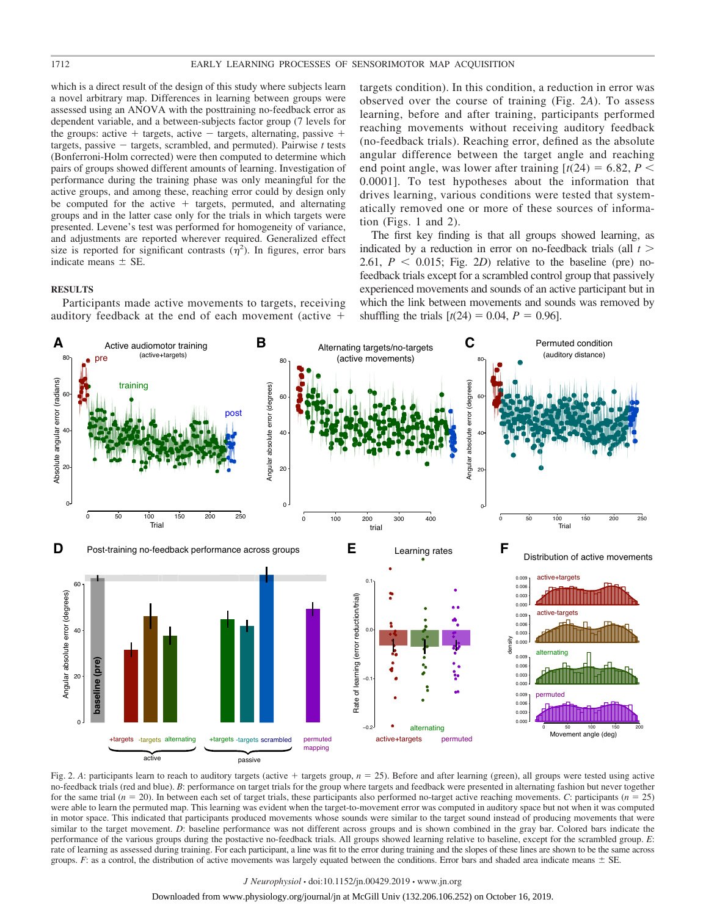which is a direct result of the design of this study where subjects learn a novel arbitrary map. Differences in learning between groups were assessed using an ANOVA with the posttraining no-feedback error as dependent variable, and a between-subjects factor group (7 levels for the groups: active + targets, active − targets, alternating, passive + targets, passive − targets, scrambled, and permuted). Pairwise *t* tests (Bonferroni-Holm corrected) were then computed to determine which pairs of groups showed different amounts of learning. Investigation of performance during the training phase was only meaningful for the active groups, and among these, reaching error could by design only be computed for the active + targets, permuted, and alternating groups and in the latter case only for the trials in which targets were presented. Levene's test was performed for homogeneity of variance, and adjustments are reported wherever required. Generalized effect size is reported for significant contrasts ($\eta^2$). In figures, error bars indicate means ± SE.

## RESULTS

Participants made active movements to targets, receiving auditory feedback at the end of each movement (active + targets condition). In this condition, a reduction in error was observed over the course of training (Fig. 2*A*). To assess learning, before and after training, participants performed reaching movements without receiving auditory feedback (no-feedback trials). Reaching error, defined as the absolute angular difference between the target angle and reaching end point angle, was lower after training [$t(24) = 6.82$, $P < 0.0001$]. To test hypotheses about the information that drives learning, various conditions were tested that systematically removed one or more of these sources of information (Figs. 1 and 2).

The first key finding is that all groups showed learning, as indicated by a reduction in error on no-feedback trials (all $t > 2.61$, $P < 0.015$; Fig. 2*D*) relative to the baseline (pre) no-feedback trials except for a scrambled control group that passively experienced movements and sounds of an active participant but in which the link between movements and sounds was removed by shuffling the trials [$t(24) = 0.04$, $P = 0.96$].

Fig. 2. *A*: participants learn to reach to auditory targets (active + targets group, $n = 25$). Before and after learning (green), all groups were tested using active no-feedback trials (red and blue). *B*: performance on target trials for the group where targets and feedback were presented in alternating fashion but never together for the same trial ($n = 20$). In between each set of target trials, these participants also performed no-target active reaching movements. *C*: participants ($n = 25$) were able to learn the permuted map. This learning was evident when the target-to-movement error was computed in auditory space but not when it was computed in motor space. This indicated that participants produced movements whose sounds were similar to the target sound instead of producing movements that were similar to the target movement. *D*: baseline performance was not different across groups and is shown combined in the gray bar. Colored bars indicate the performance of the various groups during the postactive no-feedback trials. All groups showed learning relative to baseline, except for the scrambled group. *E*: rate of learning as assessed during training. For each participant, a line was fit to the error during training and the slopes of these lines are shown to be the same across groups. *F*: as a control, the distribution of active movements was largely equated between the conditions. Error bars and shaded area indicate means ± SE.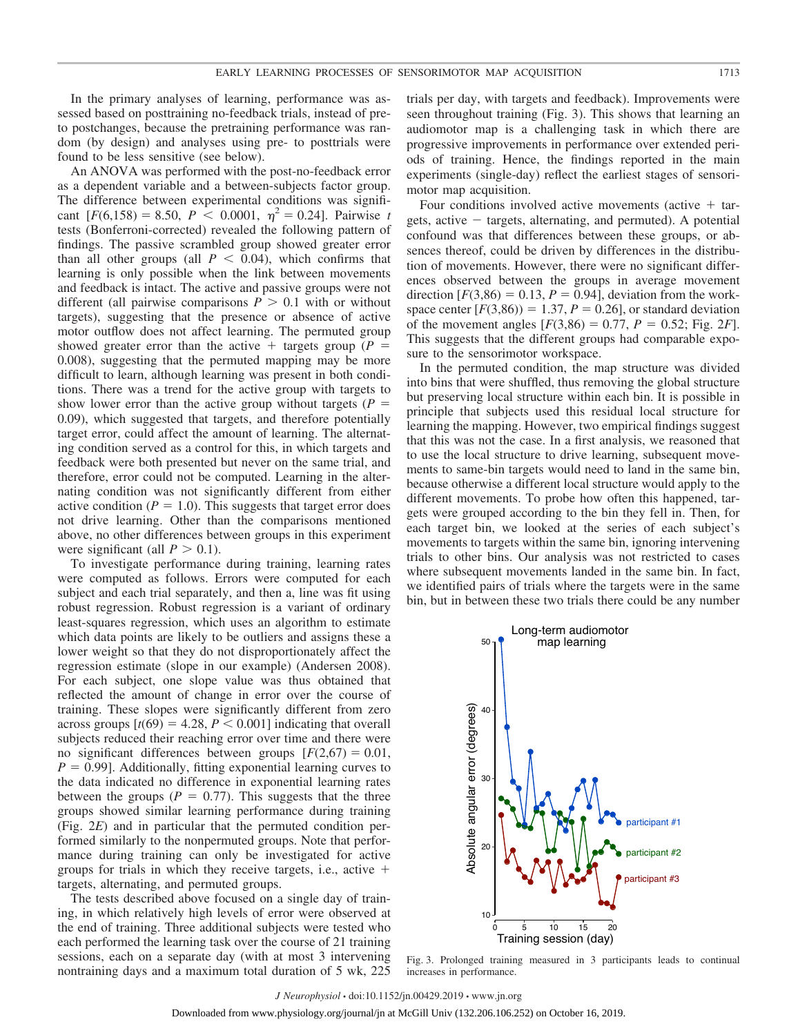In the primary analyses of learning, performance was assessed based on posttraining no-feedback trials, instead of pre- to postchanges, because the pretraining performance was random (by design) and analyses using pre- to posttrials were found to be less sensitive (see below).

An ANOVA was performed with the post-no-feedback error as a dependent variable and a between-subjects factor group. The difference between experimental conditions was significant [$F(6,158) = 8.50$, $P < 0.0001$, $\eta^2 = 0.24$]. Pairwise $t$ tests (Bonferroni-corrected) revealed the following pattern of findings. The passive scrambled group showed greater error than all other groups (all $P < 0.04$), which confirms that learning is only possible when the link between movements and feedback is intact. The active and passive groups were not different (all pairwise comparisons $P > 0.1$ with or without targets), suggesting that the presence or absence of active motor outflow does not affect learning. The permuted group showed greater error than the active + targets group ($P = 0.008$), suggesting that the permuted mapping may be more difficult to learn, although learning was present in both conditions. There was a trend for the active group with targets to show lower error than the active group without targets ($P = 0.09$), which suggested that targets, and therefore potentially target error, could affect the amount of learning. The alternating condition served as a control for this, in which targets and feedback were both presented but never on the same trial, and therefore, error could not be computed. Learning in the alternating condition was not significantly different from either active condition ($P = 1.0$). This suggests that target error does not drive learning. Other than the comparisons mentioned above, no other differences between groups in this experiment were significant (all $P > 0.1$).

To investigate performance during training, learning rates were computed as follows. Errors were computed for each subject and each trial separately, and then a, line was fit using robust regression. Robust regression is a variant of ordinary least-squares regression, which uses an algorithm to estimate which data points are likely to be outliers and assigns these a lower weight so that they do not disproportionately affect the regression estimate (slope in our example) (Andersen 2008). For each subject, one slope value was thus obtained that reflected the amount of change in error over the course of training. These slopes were significantly different from zero across groups [$t(69) = 4.28$, $P < 0.001$] indicating that overall subjects reduced their reaching error over time and there were no significant differences between groups [$F(2,67) = 0.01$, $P = 0.99$]. Additionally, fitting exponential learning curves to the data indicated no difference in exponential learning rates between the groups ($P = 0.77$). This suggests that the three groups showed similar learning performance during training (Fig. 2*E*) and in particular that the permuted condition performed similarly to the nonpermuted groups. Note that performance during training can only be investigated for active groups for trials in which they receive targets, i.e., active + targets, alternating, and permuted groups.

The tests described above focused on a single day of training, in which relatively high levels of error were observed at the end of training. Three additional subjects were tested who each performed the learning task over the course of 21 training sessions, each on a separate day (with at most 3 intervening nontraining days and a maximum total duration of 5 wk, 225 trials per day, with targets and feedback). Improvements were seen throughout training (Fig. 3). This shows that learning an audiomotor map is a challenging task in which there are progressive improvements in performance over extended periods of training. Hence, the findings reported in the main experiments (single-day) reflect the earliest stages of sensorimotor map acquisition.

Four conditions involved active movements (active + targets, active − targets, alternating, and permuted). A potential confound was that differences between these groups, or absences thereof, could be driven by differences in the distribution of movements. However, there were no significant differences observed between the groups in average movement direction [$F(3,86) = 0.13$, $P = 0.94$], deviation from the workspace center [$F(3,86)) = 1.37$, $P = 0.26$], or standard deviation of the movement angles [$F(3,86) = 0.77$, $P = 0.52$; Fig. 2*F*]. This suggests that the different groups had comparable exposure to the sensorimotor workspace.

In the permuted condition, the map structure was divided into bins that were shuffled, thus removing the global structure but preserving local structure within each bin. It is possible in principle that subjects used this residual local structure for learning the mapping. However, two empirical findings suggest that this was not the case. In a first analysis, we reasoned that to use the local structure to drive learning, subsequent movements to same-bin targets would need to land in the same bin, because otherwise a different local structure would apply to the different movements. To probe how often this happened, targets were grouped according to the bin they fell in. Then, for each target bin, we looked at the series of each subject's movements to targets within the same bin, ignoring intervening trials to other bins. Our analysis was not restricted to cases where subsequent movements landed in the same bin. In fact, we identified pairs of trials where the targets were in the same bin, but in between these two trials there could be any number

Fig. 3. Prolonged training measured in 3 participants leads to continual increases in performance.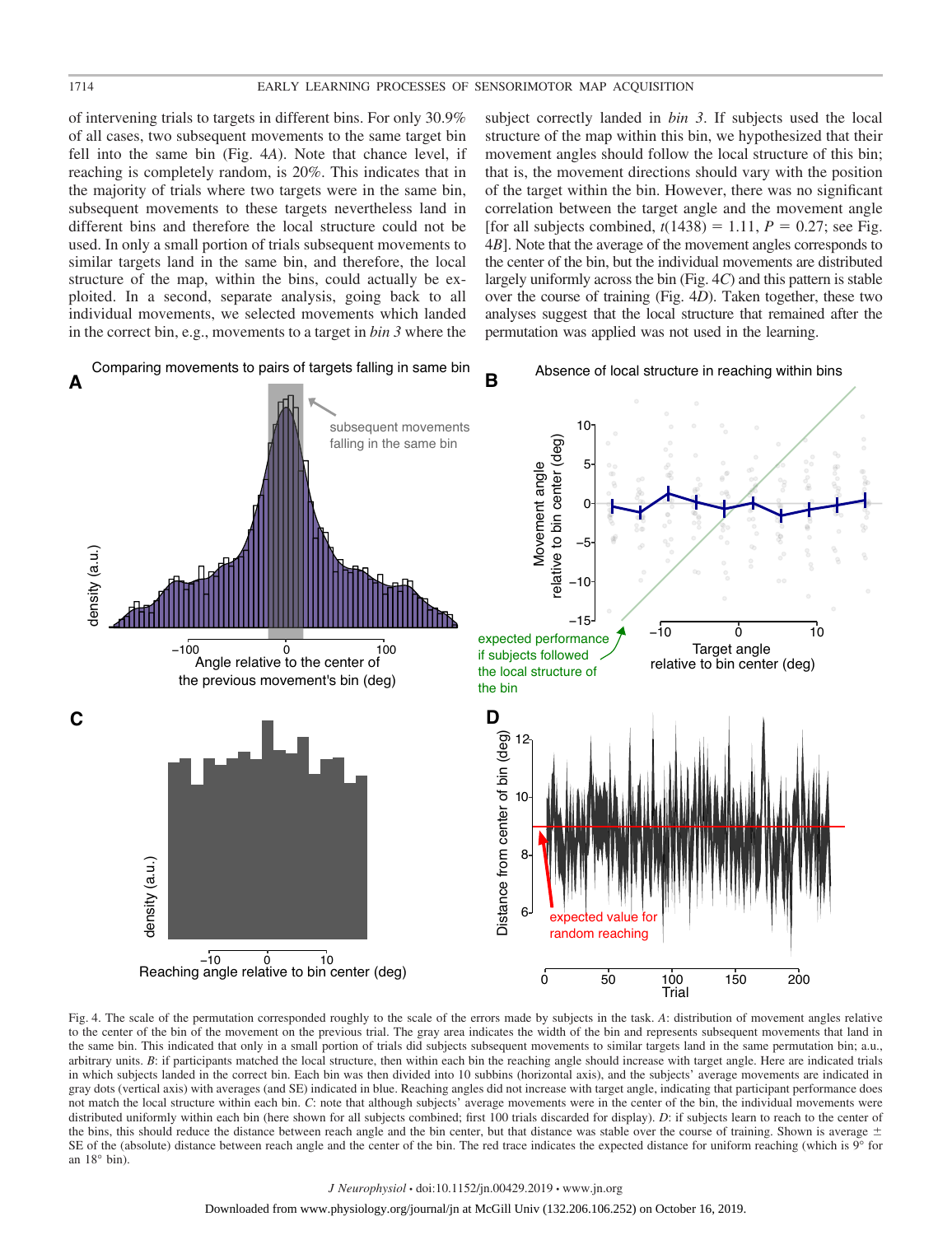of intervening trials to targets in different bins. For only 30.9% of all cases, two subsequent movements to the same target bin fell into the same bin (Fig. 4*A*). Note that chance level, if reaching is completely random, is 20%. This indicates that in the majority of trials where two targets were in the same bin, subsequent movements to these targets nevertheless land in different bins and therefore the local structure could not be used. In only a small portion of trials subsequent movements to similar targets land in the same bin, and therefore, the local structure of the map, within the bins, could actually be exploited. In a second, separate analysis, going back to all individual movements, we selected movements which landed in the correct bin, e.g., movements to a target in *bin 3* where the subject correctly landed in *bin 3*. If subjects used the local structure of the map within this bin, we hypothesized that their movement angles should follow the local structure of this bin; that is, the movement directions should vary with the position of the target within the bin. However, there was no significant correlation between the target angle and the movement angle [for all subjects combined, $t(1438) = 1.11$, $P = 0.27$; see Fig. 4*B*]. Note that the average of the movement angles corresponds to the center of the bin, but the individual movements are distributed largely uniformly across the bin (Fig. 4*C*) and this pattern is stable over the course of training (Fig. 4*D*). Taken together, these two analyses suggest that the local structure that remained after the permutation was applied was not used in the learning.

Fig. 4. The scale of the permutation corresponded roughly to the scale of the errors made by subjects in the task. *A*: distribution of movement angles relative to the center of the bin of the movement on the previous trial. The gray area indicates the width of the bin and represents subsequent movements that land in the same bin. This indicated that only in a small portion of trials did subjects subsequent movements to similar targets land in the same permutation bin; a.u., arbitrary units. *B*: if participants matched the local structure, then within each bin the reaching should increase with target angle. Here are indicated trials in which subjects landed in the correct bin. Each bin was then divided into 10 subbins (horizontal axis), and the subjects' average movements are indicated in gray dots (vertical axis) with averages (and SE) indicated in blue. Reaching angles did not increase with target angle, indicating that participant performance does not match the local structure within each bin. *C*: note that although subjects' average movements were in the center of the bin, the individual movements were distributed uniformly within each bin (here shown for all subjects combined; first 100 trials discarded for display). *D*: if subjects learn to reach to the center of the bins, this should reduce the distance between reach angle and the bin center, but that distance was stable over the course of training. Shown is average ± SE of the (absolute) distance between reach angle and the center of the bin. The red trace indicates the expected distance for uniform reaching (which is 9° for an 18° bin).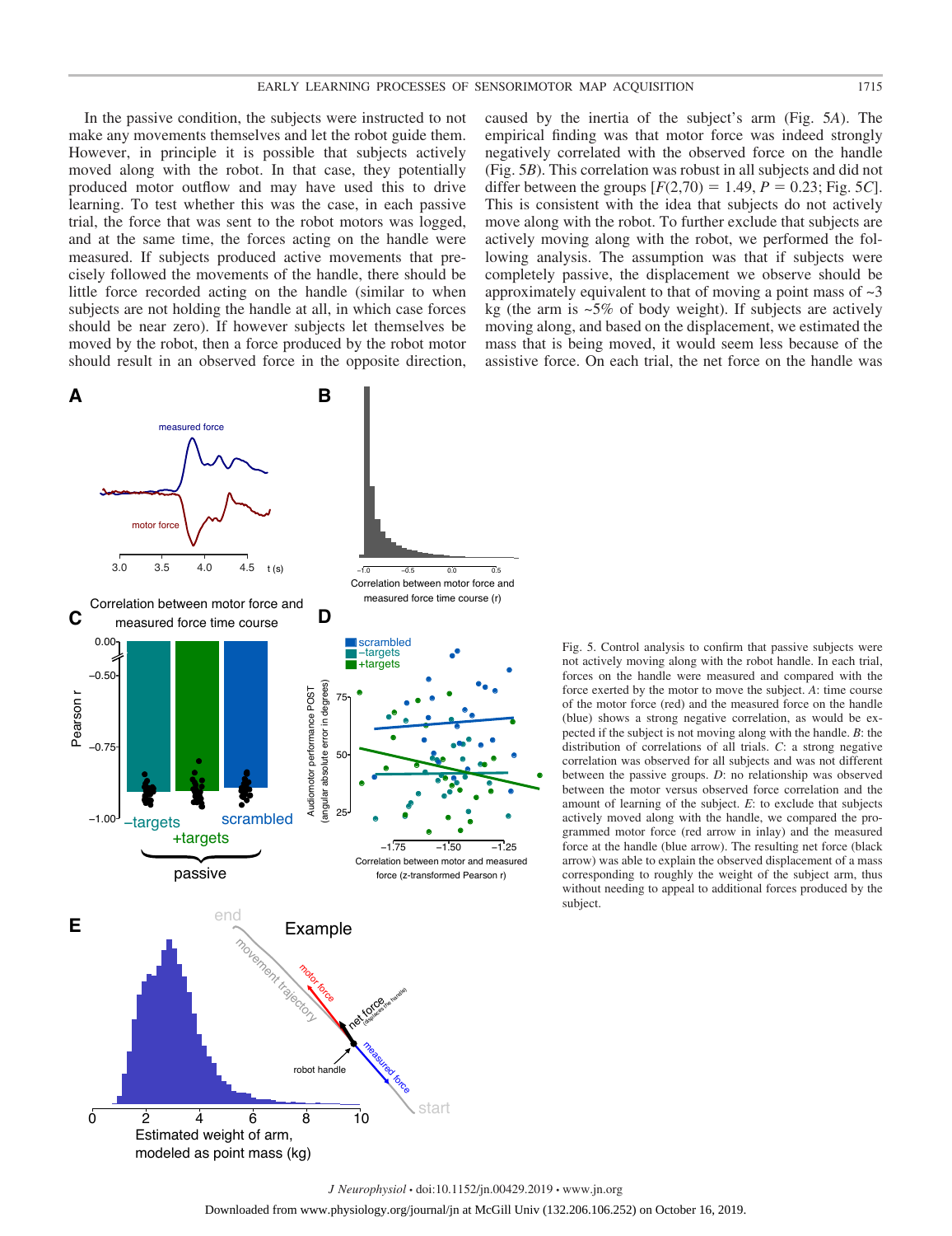In the passive condition, the subjects were instructed to not make any movements themselves and let the robot guide them. However, in principle it is possible that subjects actively moved along with the robot. In that case, they potentially produced motor outflow and they may have used this to drive learning. To test whether this was the case, in each passive trial, the force that was sent to the robot motors was logged, and at the same time, the forces acting on the handle were measured. If subjects produced active movements that precisely followed the movements of the handle, there should be little force recorded acting on the handle (similar to when subjects are not holding the handle at all, in which case forces should be near zero). If however subjects let themselves be moved by the robot, then a force produced by the robot motor should result in an observed force in the opposite direction, caused by the inertia of the subject's arm (Fig. 5*A*). The empirical finding was that motor force was indeed strongly negatively correlated with the observed force on the handle (Fig. 5*B*). This correlation was robust in all subjects and did not differ between the groups [$F(2,70) = 1.49$, $P = 0.23$; Fig. 5*C*]. This is consistent with the idea that subjects do not actively move along with the robot. To further exclude that subjects are actively moving along with the robot, we performed the following analysis. The assumption was that if subjects were completely passive, the displacement we observe should be approximately equivalent to that of moving a point mass of ~3 kg (the arm is ~5% of body weight). If subjects are actively moving along, and based on the displacement, we estimated the mass that is being moved, it would seem less because of the assistive force. On each trial, the net force on the handle was

Fig. 5. Control analysis to confirm that passive subjects were not actively moving along with the robot handle. In each trial, forces on the handle were measured and compared with the force exerted by the motor to move the subject. *A*: time course of the motor force (red) and the measured force on the handle (blue) shows a strong negative correlation, as would be expected if the subject is not moving along with the handle. *B*: the distribution of correlations of all trials. *C*: a strong negative correlation was observed for all subjects and was not different between the passive groups. *D*: no relationship was observed between the motor versus observed force correlation and the amount of learning of the subject. *E*: to exclude that subjects actively moved along with the handle, we compared the programmed motor force (red arrow in inlay) and the measured force at the handle (blue arrow). The resulting net force (black arrow) was able to explain the observed displacement of a mass corresponding to roughly the weight of the subject arm, thus without needing to appeal to additional forces produced by the subject.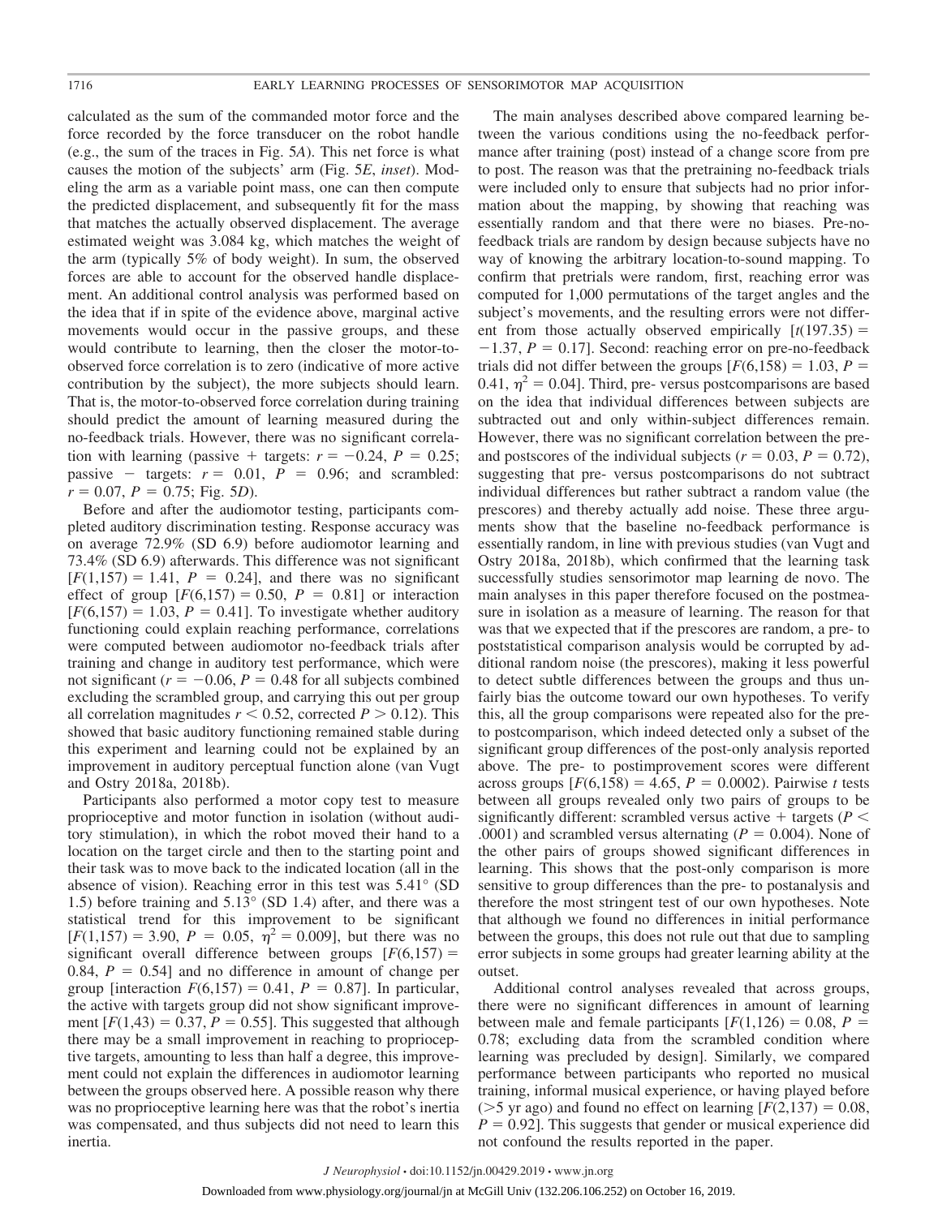calculated as the sum of the commanded motor force and the force recorded by the force transducer on the robot handle (e.g., the sum of the traces in Fig. 5*A*). This net force is what causes the motion of the subjects' arm (Fig. 5*E*, *inset*). Modeling the arm as a variable point mass, one can then compute the predicted displacement, and subsequently fit for the mass that matches the actually observed displacement. The average estimated weight was 3.084 kg, which matches the weight of the arm (typically 5% of body weight). In sum, the observed forces are able to account for the observed handle displacement. An additional control analysis was performed based on the idea that if in spite of the evidence above, marginal active movements would occur in the passive groups, and these would contribute to learning, then the closer the motor-to-observed force correlation is to zero (indicative of more active contribution by the subject), the more subjects should learn. That is, the motor-to-observed force correlation during training should predict the amount of learning measured during the no-feedback trials. However, there was no significant correlation with learning (passive + targets: $r = -0.24$, $P = 0.25$; passive − targets: $r = 0.01$, $P = 0.96$; and scrambled: $r = 0.07$, $P = 0.75$; Fig. 5*D*).

Before and after the audiomotor testing, participants completed auditory discrimination testing. Response accuracy was on average 72.9% (SD 6.9) before audiomotor learning and 73.4% (SD 6.9) afterwards. This difference was not significant [$F(1,157) = 1.41$, $P = 0.24$], and there was no significant effect of group [$F(6,157) = 0.50$, $P = 0.81$] or interaction [$F(6,157) = 1.03$, $P = 0.41$]. To investigate whether auditory functioning could explain reaching performance, correlations were computed between audiomotor no-feedback trials after training and change in auditory test performance, which were not significant ($r = -0.06$, $P = 0.48$ for all subjects combined excluding the scrambled group, and carrying this out per group all correlation magnitudes $r < 0.52$, corrected $P > 0.12$). This showed that basic auditory functioning remained stable during this experiment and learning could not be explained by an improvement in auditory perceptual function alone (van Vugt and Ostry 2018a, 2018b).

Participants also performed a motor copy test to measure proprioceptive and motor function in isolation (without auditory stimulation), in which the robot moved their hand to a location on the target circle and then to the starting point and their task was to move back to the indicated location (all in the absence of vision). Reaching error in this test was 5.41° (SD 1.5) before training and 5.13° (SD 1.4) after, and there was a statistical trend for this improvement to be significant [$F(1,157) = 3.90$, $P = 0.05$, $\eta^2 = 0.009$], but there was no significant overall difference between groups [$F(6,157) = 0.84$, $P = 0.54$] and no difference in amount of change per group [interaction $F(6,157) = 0.41$, $P = 0.87$]. In particular, the active with targets group did not show significant improvement [$F(1,43) = 0.37$, $P = 0.55$]. This suggested that although there may be a small improvement in reaching to proprioceptive targets, amounting to less than half a degree, this improvement could not explain the differences in audiomotor learning between the groups observed here. A possible reason why there was no proprioceptive learning here was that the robot's inertia was compensated, and thus subjects did not need to learn this inertia.

The main analyses described above compared learning between the various conditions using the no-feedback performance after training (post) instead of a change score from pre to post. The reason was that the pretraining no-feedback trials were included only to ensure that subjects had no prior information about the mapping, by showing that reaching was essentially random and that there were no biases. Pre-no-feedback trials are random by design because subjects have no way of knowing the arbitrary location-to-sound mapping. To confirm that pretrials were random, first, reaching error was computed for 1,000 permutations of the target angles and the subject's movements, and the resulting errors were not different from those actually observed empirically [$t(197.35) = -1.37$, $P = 0.17$]. Second: reaching error on pre-no-feedback trials did not differ between the groups [$F(6,158) = 1.03$, $P = 0.41$, $\eta^2 = 0.04$]. Third, pre- versus postcomparisons are based on the idea that individual differences between subjects are subtracted out and only within-subject differences remain. However, there was no significant correlation between the pre- and postscores of the individual subjects ($r = 0.03$, $P = 0.72$), suggesting that pre- versus postcomparisons do not subtract individual differences but rather subtract a random value (the prescores) and thereby actually add noise. These three arguments show that the baseline no-feedback performance is essentially random, in line with previous studies (van Vugt and Ostry 2018a, 2018b), which confirmed that the learning task successfully studies sensorimotor map learning de novo. The main analyses in this paper therefore focused on the postmeasure in isolation as a measure of learning. The reason for that was that we expected that if the prescores are random, a pre- to poststatistical comparison analysis would be corrupted by additional random noise (the prescores), making it less powerful to detect subtle differences between the groups and thus unfairly bias the outcome toward our own hypotheses. To verify this, all the group comparisons were repeated also for the pre- to postcomparison, which indeed detected only a subset of the significant group differences of the post-only analysis reported above. The pre- to postimprovement scores were different across groups [$F(6,158) = 4.65$, $P = 0.0002$). Pairwise *t* tests between all groups revealed only two pairs of groups to be significantly different: scrambled versus active + targets ($P < .0001$) and scrambled versus alternating ($P = 0.004$). None of the other pairs of groups showed significant differences in learning. This shows that the post-only comparison is more sensitive to group differences than the pre- to postanalysis and therefore the most stringent test of our own hypotheses. Note that although we found no differences in initial performance between the groups, this does not rule out that due to sampling error subjects in some groups had greater learning ability at the outset.

Additional control analyses revealed that across groups, there were no significant differences in amount of learning between male and female participants [$F(1,126) = 0.08$, $P = 0.78$; excluding data from the scrambled condition where learning was precluded by design]. Similarly, we compared performance between participants who reported no musical training, informal musical experience, or having played before (>5 yr ago) and found no effect on learning [$F(2,137) = 0.08$, $P = 0.92$]. This suggests that gender or musical experience did not confound the results reported in the paper.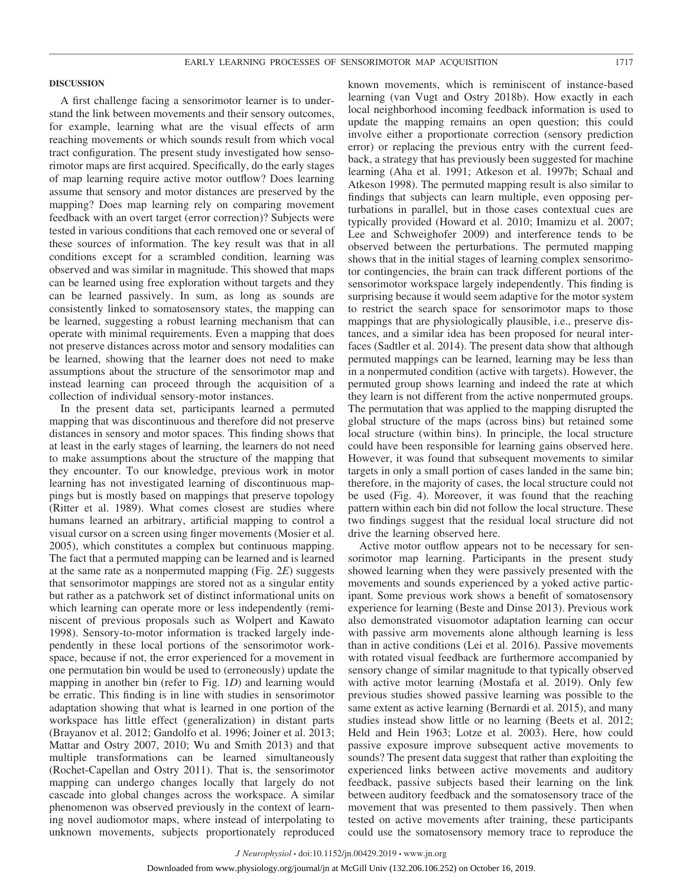## DISCUSSION

A first challenge facing a sensorimotor learner is to understand the link between movements and their sensory outcomes, for example, learning what are the visual effects of arm reaching movements or which sounds result from which vocal tract configuration. The present study investigated how sensorimotor maps are first acquired. Specifically, do the early stages of map learning require active motor outflow? Does learning assume that sensory and motor distances are preserved by the mapping? Does map learning rely on comparing movement feedback with an overt target (error correction)? Subjects were tested in various conditions that each removed one or several of these sources of information. The key result was that in all conditions except for a scrambled condition, learning was observed and was similar in magnitude. This showed that maps can be learned using free exploration without targets and they can be learned passively. In sum, as long as sounds are consistently linked to somatosensory states, the mapping can be learned, suggesting a robust learning mechanism that can operate with minimal requirements. Even a mapping that does not preserve distances across motor and sensory modalities can be learned, showing that the learner does not need to make assumptions about the structure of the sensorimotor map and instead learning can proceed through the acquisition of a collection of individual sensory-motor instances.

In the present data set, participants learned a permuted mapping that was discontinuous and therefore did not preserve distances in sensory and motor spaces. This finding shows that at least in the early stages of learning, the learners do not need to make assumptions about the structure of the mapping that they encounter. To our knowledge, previous work in motor learning has not investigated learning of discontinuous mappings but is mostly based on mappings that preserve topology (Ritter et al. 1989). What comes closest are studies where humans learned an arbitrary, artificial mapping to control a visual cursor on a screen using finger movements (Mosier et al. 2005), which constitutes a complex but continuous mapping. The fact that a permuted mapping can be learned and is learned at the same rate as a nonpermuted mapping (Fig. 2*E*) suggests that sensorimotor mappings are stored not as a singular entity but rather as a patchwork set of distinct informational units on which learning can operate more or less independently (reminiscent of previous proposals such as Wolpert and Kawato 1998). Sensory-to-motor information is tracked largely independently in these local portions of the sensorimotor workspace, because if not, the error experienced for a movement in one permutation bin would be used to (erroneously) update the mapping in another bin (refer to Fig. 1*D*) and learning would be erratic. This finding is in line with studies in sensorimotor adaptation showing that what is learned in one portion of the workspace has little effect (generalization) in distant parts (Brayanov et al. 2012; Gandolfo et al. 1996; Joiner et al. 2013; Mattar and Ostry 2007, 2010; Wu and Smith 2013) and that multiple transformations can be learned simultaneously (Rochet-Capellan and Ostry 2011). That is, the sensorimotor mapping can undergo changes locally that largely do not cascade into global changes across the workspace. A similar phenomenon was observed previously in the context of learning novel audiomotor maps, where instead of interpolating to unknown movements, subjects proportionately reproduced known movements, which is reminiscent of instance-based learning (van Vugt and Ostry 2018b). How exactly in each local neighborhood incoming feedback information is used to update the mapping remains an open question; this could involve either a proportionate correction (sensory prediction error) or replacing the previous entry with the current feedback, a strategy that has previously been suggested for machine learning (Aha et al. 1991; Atkeson et al. 1997b; Schaal and Atkeson 1998). The permuted mapping result is also similar to findings that subjects can learn multiple, even opposing perturbations in parallel, but in those cases contextual cues are typically provided (Howard et al. 2010; Imamizu et al. 2007; Lee and Schweighofer 2009) and interference tends to be observed between the perturbations. The permuted mapping shows that in the initial stages of learning complex sensorimotor contingencies, the brain can track different portions of the sensorimotor workspace largely independently. This finding is surprising because it would seem adaptive for the motor system to restrict the search space for sensorimotor maps to those mappings that are physiologically plausible, i.e., preserve distances, and a similar idea has been proposed for neural interfaces (Sadtler et al. 2014). The present data show that although permuted mappings can be learned, learning may be less than in a nonpermuted condition (active with targets). However, the permuted group shows learning and indeed the rate at which they learn is not different from the active nonpermuted groups. The permutation that was applied to the mapping disrupted the global structure of the maps (across bins) but retained some local structure (within bins). In principle, the local structure could have been responsible for learning gains observed here. However, it was found that subsequent movements to similar targets in only a small portion of cases landed in the same bin; therefore, in the majority of cases, the local structure could not be used (Fig. 4). Moreover, it was found that the reaching pattern within each bin did not follow the local structure. These two findings suggest that the residual local structure did not drive the learning observed here.

Active motor outflow appears not to be necessary for sensorimotor map learning. Participants in the present study showed learning when they were passively presented with the movements and sounds experienced by a yoked active participant. Some previous work shows a benefit of somatosensory experience for learning (Beste and Dinse 2013). Previous work also demonstrated visuomotor adaptation learning can occur with passive arm movements alone although learning is less than in active conditions (Lei et al. 2016). Passive movements with rotated visual feedback are furthermore accompanied by sensory change of similar magnitude to that typically observed with active motor learning (Mostafa et al. 2019). Only few previous studies showed passive learning was possible to the same extent as active learning (Bernardi et al. 2015), and many studies instead show little or no learning (Beets et al. 2012; Held and Hein 1963; Lotze et al. 2003). Here, how could passive exposure improve subsequent active movements to sounds? The present data suggest that rather than exploiting the experienced links between active movements and auditory feedback, passive subjects based their learning on the link between auditory feedback and the somatosensory trace of the movement that was presented to them passively. Then when tested on active movements after training, these participants could use the somatosensory memory trace to reproduce the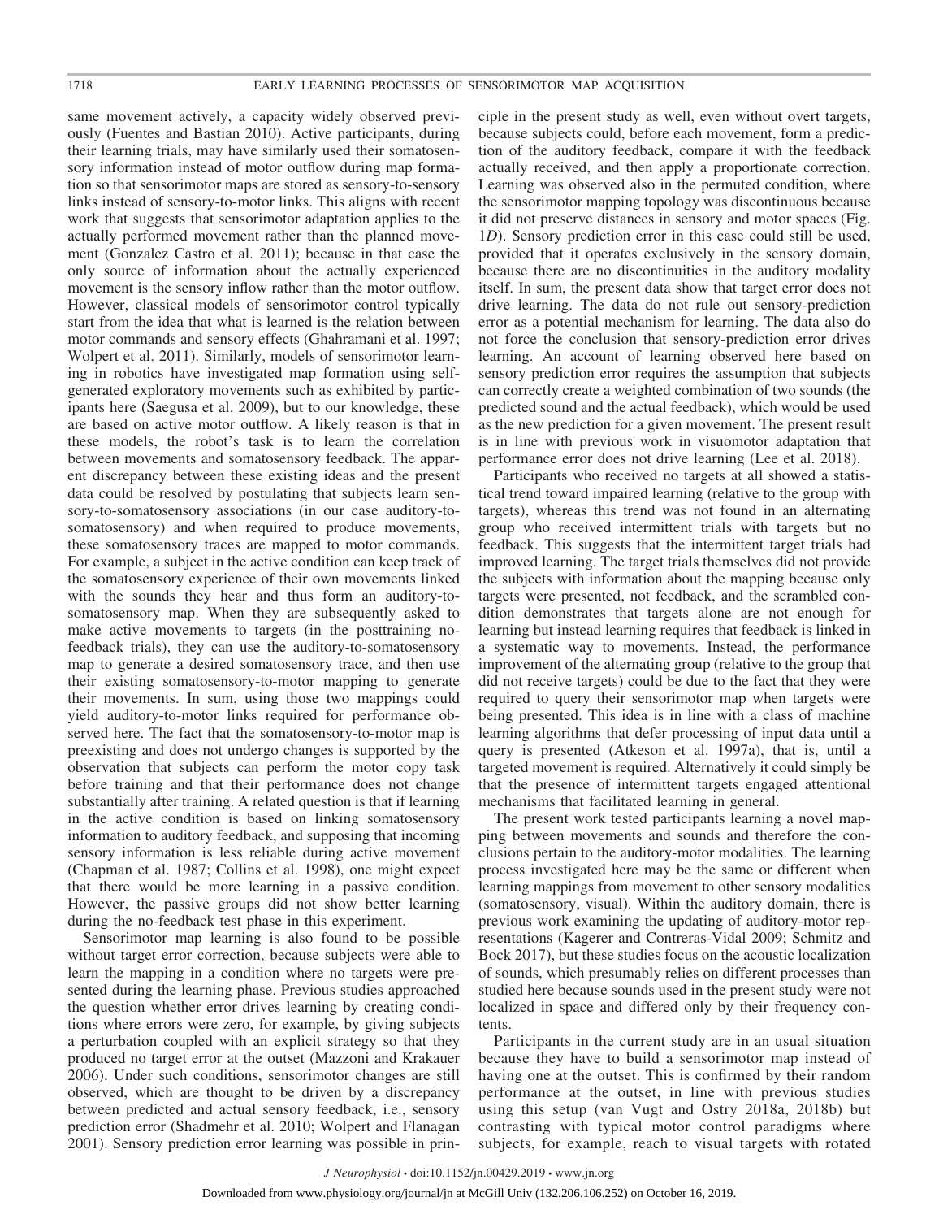same movement actively, a capacity widely observed previously (Fuentes and Bastian 2010). Active participants, during their learning trials, may have similarly used their somatosensory information instead of motor outflow during map formation so that sensorimotor maps are stored as sensory-to-sensory links instead of sensory-to-motor links. This aligns with recent work that suggests that sensorimotor adaptation applies to the actually performed movement rather than the planned movement (Gonzalez Castro et al. 2011); because in that case the only source of information about the actually experienced movement is the sensory inflow rather than the motor outflow. However, classical models of sensorimotor control typically start from the idea that what is learned is the relation between motor commands and sensory effects (Ghahramani et al. 1997; Wolpert et al. 2011). Similarly, models of sensorimotor learning in robotics have investigated map formation using self-generated exploratory movements such as exhibited by participants here (Saegusa et al. 2009), but to our knowledge, these are based on active motor outflow. A likely reason is that in these models, the robot's task is to learn the correlation between movements and somatosensory feedback. The apparent discrepancy between these existing ideas and the present data could be resolved by postulating that subjects learn sensory-to-somatosensory associations (in our case auditory-to-somatosensory) and when required to produce movements, these somatosensory traces are mapped to motor commands. For example, a subject in the active condition can keep track of the somatosensory experience of their own movements linked with the sounds they hear and thus form an auditory-to-somatosensory map. When they are subsequently asked to make active movements to targets (in the posttraining no-feedback trials), they can use the auditory-to-somatosensory map to generate a desired somatosensory trace, and then use their existing somatosensory-to-motor mapping to generate their movements. In sum, using those two mappings could yield auditory-to-motor links required for performance observed here. The fact that the somatosensory-to-motor map is preexisting and does not undergo changes is supported by the observation that subjects can perform the motor copy task before training and that their performance does not change substantially after training. A related question is that if learning in the active condition is based on linking somatosensory information to auditory feedback, and supposing that incoming sensory information is less reliable during active movement (Chapman et al. 1987; Collins et al. 1998), one might expect that there would be more learning in a passive condition. However, the passive groups did not show better learning during the no-feedback test phase in this experiment.

Sensorimotor map learning is also found to be possible without target error correction, because subjects were able to learn the mapping in a condition where no targets were presented during the learning phase. Previous studies approached the question whether error drives learning by creating conditions where errors were zero, for example, by giving subjects a perturbation coupled with an explicit strategy so that they produced no target error at the outset (Mazzoni and Krakauer 2006). Under such conditions, sensorimotor changes are still observed, which are thought to be driven by a discrepancy between predicted and actual sensory feedback, i.e., sensory prediction error (Shadmehr et al. 2010; Wolpert and Flanagan 2001). Sensory prediction error learning was possible in principle in the present study as well, even without overt targets, because subjects could, before each movement, form a prediction of the auditory feedback, compare it with the feedback actually received, and then apply a proportionate correction. Learning was observed also in the permuted condition, where the sensorimotor mapping topology was discontinuous because it did not preserve distances in sensory and motor spaces (Fig. 1*D*). Sensory prediction error in this case could still be used, provided that it operates exclusively in the sensory domain, because there are no discontinuities in the auditory modality itself. In sum, the present data show that target error does not drive learning. The data do not rule out sensory-prediction error as a potential mechanism for learning. The data also do not force the conclusion that sensory-prediction error drives learning. An account of learning observed here based on sensory prediction error requires the assumption that subjects can correctly create a weighted combination of two sounds (the predicted sound and the actual feedback), which would be used as the new prediction for a given movement. The present result is in line with previous work in visuomotor adaptation that performance error does not drive learning (Lee et al. 2018).

Participants who received no targets at all showed a statistical trend toward impaired learning (relative to the group with targets), whereas this trend was not found in an alternating group who received intermittent trials with targets but no feedback. This suggests that the intermittent target trials had improved learning. The target trials themselves did not provide the subjects with information about the mapping because only targets were presented, not feedback, and the scrambled condition demonstrates that targets alone are not enough for learning but instead learning requires that feedback is linked in a systematic way to movements. Instead, the performance improvement of the alternating group (relative to the group that did not receive targets) could be due to the fact that they were required to query their sensorimotor map when targets were being presented. This idea is in line with a class of machine learning algorithms that defer processing of input data until a query is presented (Atkeson et al. 1997a), that is, until a targeted movement is required. Alternatively it could simply be that the presence of intermittent targets engaged attentional mechanisms that facilitated learning in general.

The present work tested participants learning a novel mapping between movements and sounds and therefore the conclusions pertain to the auditory-motor modalities. The learning process investigated here may be the same or different when learning mappings from movement to other sensory modalities (somatosensory, visual). Within the auditory domain, there is previous work examining the updating of auditory-motor representations (Kagerer and Contreras-Vidal 2009; Schmitz and Bock 2017), but these studies focus on the acoustic localization of sounds, which presumably relies on different processes than studied here because sounds used in the present study were not localized in space and differed only by their frequency contents.

Participants in the current study are in an usual situation because they have to build a sensorimotor map instead of having one at the outset. This is confirmed by their random performance at the outset, in line with previous studies using this setup (van Vugt and Ostry 2018a, 2018b) but contrasting with typical motor control paradigms where subjects, for example, reach to visual targets with rotated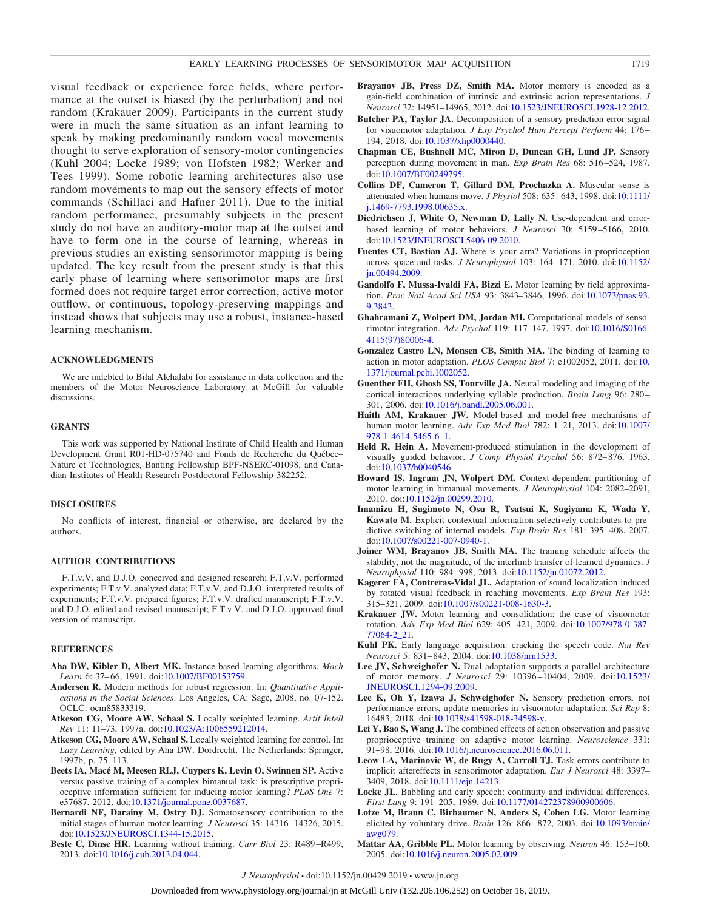visual feedback or experience force fields, where performance at the outset is biased (by the perturbation) and not random (Krakauer 2009). Participants in the current study were in much the same situation as an infant learning to speak by making predominantly random vocal movements thought to serve exploration of sensory-motor contingencies (Kuhl 2004; Locke 1989; von Hofsten 1982; Werker and Tees 1999). Some robotic learning architectures also use random movements to map out the sensory effects of motor commands (Schillaci and Hafner 2011). Due to the initial random performance, presumably subjects in the present study do not have an auditory-motor map at the outset and have to form one in the course of learning, whereas in previous studies an existing sensorimotor mapping is being updated. The key result from the present study is that this early phase of learning where sensorimotor maps are first formed does not require target error correction, active motor outflow, or continuous, topology-preserving mappings and instead shows that subjects may use a robust, instance-based learning mechanism.

## ACKNOWLEDGMENTS

We are indebted to Bilal Alchalabi for assistance in data collection and the members of the Motor Neuroscience Laboratory at McGill for valuable discussions.

## GRANTS

This work was supported by National Institute of Child Health and Human Development Grant R01-HD-075740 and Fonds de Recherche du Québec–Nature et Technologies, Banting Fellowship BPF-NSERC-01098, and Canadian Institutes of Health Research Postdoctoral Fellowship 382252.

## DISCLOSURES

No conflicts of interest, financial or otherwise, are declared by the authors.

## AUTHOR CONTRIBUTIONS

F.T.v.V. and D.J.O. conceived and designed research; F.T.v.V. performed experiments; F.T.v.V. analyzed data; F.T.v.V. and D.J.O. interpreted results of experiments; F.T.v.V. prepared figures; F.T.v.V. drafted manuscript; F.T.v.V. and D.J.O. edited and revised manuscript; F.T.v.V. and D.J.O. approved final version of manuscript.

## REFERENCES

**Aha DW, Kibler D, Albert MK.** Instance-based learning algorithms. *Mach Learn* 6: 37–66, 1991. doi:10.1007/BF00153759.

**Andersen R.** Modern methods for robust regression. In: *Quantitative Applications in the Social Sciences*. Los Angeles, CA: Sage, 2008, no. 07-152. OCLC: ocm85833319.

**Atkeson CG, Moore AW, Schaal S.** Locally weighted learning. *Artif Intell Rev* 11: 11–73, 1997a. doi:10.1023/A:1006559212014.

**Atkeson CG, Moore AW, Schaal S.** Locally weighted learning for control. In: *Lazy Learning*, edited by Aha DW. Dordrecht, The Netherlands: Springer, 1997b, p. 75–113.

**Beets IA, Macé M, Meesen RLJ, Cuypers K, Levin O, Swinnen SP.** Active versus passive training of a complex bimanual task: is prescriptive proprioceptive information sufficient for inducing motor learning? *PLoS One* 7: e37687, 2012. doi:10.1371/journal.pone.0037687.

**Bernardi NF, Darainy M, Ostry DJ.** Somatosensory contribution to the initial stages of human motor learning. *J Neurosci* 35: 14316–14326, 2015. doi:10.1523/JNEUROSCI.1344-15.2015.

**Beste C, Dinse HR.** Learning without training. *Curr Biol* 23: R489–R499, 2013. doi:10.1016/j.cub.2013.04.044.

**Brayanov JB, Press DZ, Smith MA.** Motor memory is encoded as a gain-field combination of intrinsic and extrinsic action representations. *J Neurosci* 32: 14951–14965, 2012. doi:10.1523/JNEUROSCI.1928-12.2012.

**Butcher PA, Taylor JA.** Decomposition of a sensory prediction error signal for visuomotor adaptation. *J Exp Psychol Hum Percept Perform* 44: 176–194, 2018. doi:10.1037/xhp0000440.

**Chapman CE, Bushnell MC, Miron D, Duncan GH, Lund JP.** Sensory perception during movement in man. *Exp Brain Res* 68: 516–524, 1987. doi:10.1007/BF00249795.

**Collins DF, Cameron T, Gillard DM, Prochazka A.** Muscular sense is attenuated when humans move. *J Physiol* 508: 635–643, 1998. doi:10.1111/j.1469-7793.1998.00635.x.

**Diedrichsen J, White O, Newman D, Lally N.** Use-dependent and error-based learning of motor behaviors. *J Neurosci* 30: 5159–5166, 2010. doi:10.1523/JNEUROSCI.5406-09.2010.

**Fuentes CT, Bastian AJ.** Where is your arm? Variations in proprioception across space and tasks. *J Neurophysiol* 103: 164–171, 2010. doi:10.1152/jn.00494.2009.

**Gandolfo F, Mussa-Ivaldi FA, Bizzi E.** Motor learning by field approximation. *Proc Natl Acad Sci USA* 93: 3843–3846, 1996. doi:10.1073/pnas.93.9.3843.

**Ghahramani Z, Wolpert DM, Jordan MI.** Computational models of sensorimotor integration. *Adv Psychol* 119: 117–147, 1997. doi:10.1016/S0166-4115(97)80006-4.

**Gonzalez Castro LN, Monsen CB, Smith MA.** The binding of learning to action in motor adaptation. *PLOS Comput Biol* 7: e1002052, 2011. doi:10.1371/journal.pcbi.1002052.

**Guenther FH, Ghosh SS, Tourville JA.** Neural modeling and imaging of the cortical interactions underlying syllable production. *Brain Lang* 96: 280–301, 2006. doi:10.1016/j.bandl.2005.06.001.

**Haith AM, Krakauer JW.** Model-based and model-free mechanisms of human motor learning. *Adv Exp Med Biol* 782: 1–21, 2013. doi:10.1007/978-1-4614-5465-6_1.

**Held R, Hein A.** Movement-produced stimulation in the development of visually guided behavior. *J Comp Physiol Psychol* 56: 872–876, 1963. doi:10.1037/h0040546.

**Howard IS, Ingram JN, Wolpert DM.** Context-dependent partitioning of motor learning in bimanual movements. *J Neurophysiol* 104: 2082–2091, 2010. doi:10.1152/jn.00299.2010.

**Imamizu H, Sugimoto N, Osu R, Tsutsui K, Sugiyama K, Wada Y, Kawato M.** Explicit contextual information selectively contributes to predictive switching of internal models. *Exp Brain Res* 181: 395–408, 2007. doi:10.1007/s00221-007-0940-1.

**Joiner WM, Brayanov JB, Smith MA.** The training schedule affects the stability, not the magnitude, of the interlimb transfer of learned dynamics. *J Neurophysiol* 110: 984–998, 2013. doi:10.1152/jn.01072.2012.

**Kagerer FA, Contreras-Vidal JL.** Adaptation of sound localization induced by rotated visual feedback in reaching movements. *Exp Brain Res* 193: 315–321, 2009. doi:10.1007/s00221-008-1630-3.

**Krakauer JW.** Motor learning and consolidation: the case of visuomotor rotation. *Adv Exp Med Biol* 629: 405–421, 2009. doi:10.1007/978-0-387-77064-2_21.

**Kuhl PK.** Early language acquisition: cracking the speech code. *Nat Rev Neurosci* 5: 831–843, 2004. doi:10.1038/nrn1533.

**Lee JY, Schweighofer N.** Dual adaptation supports a parallel architecture of motor memory. *J Neurosci* 29: 10396–10404, 2009. doi:10.1523/JNEUROSCI.1294-09.2009.

**Lee K, Oh Y, Izawa J, Schweighofer N.** Sensory prediction errors, not performance errors, update memories in visuomotor adaptation. *Sci Rep* 8: 16483, 2018. doi:10.1038/s41598-018-34598-y.

**Lei Y, Bao S, Wang J.** The combined effects of action observation and passive proprioceptive training on adaptive motor learning. *Neuroscience* 331: 91–98, 2016. doi:10.1016/j.neuroscience.2016.06.011.

**Leow LA, Marinovic W, de Rugy A, Carroll TJ.** Task errors contribute to implicit aftereffects in sensorimotor adaptation. *Eur J Neurosci* 48: 3397–3409, 2018. doi:10.1111/ejn.14213.

**Locke JL.** Babbling and early speech: continuity and individual differences. *First Lang* 9: 191–205, 1989. doi:10.1177/014272378900900606.

**Lotze M, Braun C, Birbaumer N, Anders S, Cohen LG.** Motor learning elicited by voluntary drive. *Brain* 126: 866–872, 2003. doi:10.1093/brain/awg079.

**Mattar AA, Gribble PL.** Motor learning by observing. *Neuron* 46: 153–160, 2005. doi:10.1016/j.neuron.2005.02.009.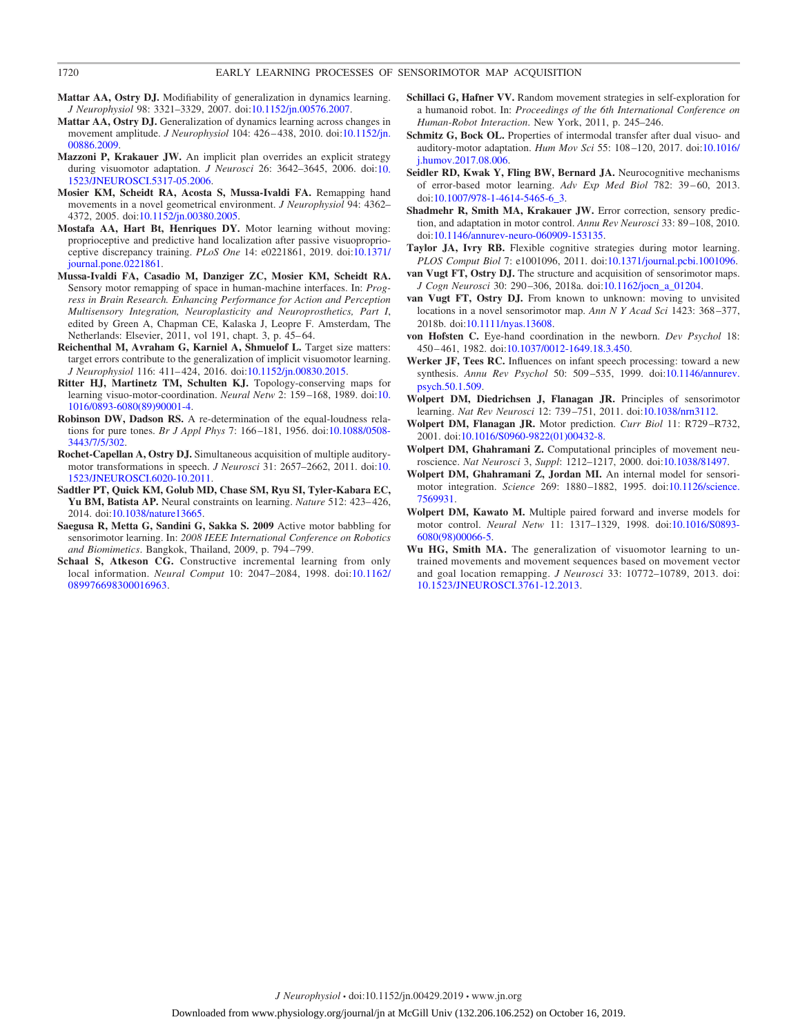**Mattar AA, Ostry DJ.** Modifiability of generalization in dynamics learning. *J Neurophysiol* 98: 3321–3329, 2007. doi:10.1152/jn.00576.2007.

**Mattar AA, Ostry DJ.** Generalization of dynamics learning across changes in movement amplitude. *J Neurophysiol* 104: 426–438, 2010. doi:10.1152/jn.00886.2009.

**Mazzoni P, Krakauer JW.** An implicit plan overrides an explicit strategy during visuomotor adaptation. *J Neurosci* 26: 3642–3645, 2006. doi:10.1523/JNEUROSCI.5317-05.2006.

**Mosier KM, Scheidt RA, Acosta S, Mussa-Ivaldi FA.** Remapping hand movements in a novel geometrical environment. *J Neurophysiol* 94: 4362–4372, 2005. doi:10.1152/jn.00380.2005.

**Mostafa AA, Hart Bt, Henriques DY.** Motor learning without moving: proprioceptive and predictive hand localization after passive visuoproprioceptive discrepancy training. *PLoS One* 14: e0221861, 2019. doi:10.1371/journal.pone.0221861.

**Mussa-Ivaldi FA, Casadio M, Danziger ZC, Mosier KM, Scheidt RA.** Sensory motor remapping of space in human-machine interfaces. In: *Progress in Brain Research. Enhancing Performance for Action and Perception Multisensory Integration, Neuroplasticity and Neuroprosthetics, Part I*, edited by Green A, Chapman CE, Kalaska J, Leopre F. Amsterdam, The Netherlands: Elsevier, 2011, vol 191, chapt. 3, p. 45–64.

**Reichenthal M, Avraham G, Karniel A, Shmuelof L.** Target size matters: target errors contribute to the generalization of implicit visuomotor learning. *J Neurophysiol* 116: 411–424, 2016. doi:10.1152/jn.00830.2015.

**Ritter HJ, Martinetz TM, Schulten KJ.** Topology-conserving maps for learning visuo-motor-coordination. *Neural Netw* 2: 159–168, 1989. doi:10.1016/0893-6080(89)90001-4.

**Robinson DW, Dadson RS.** A re-determination of the equal-loudness relations for pure tones. *Br J Appl Phys* 7: 166–181, 1956. doi:10.1088/0508-3443/7/5/302.

**Rochet-Capellan A, Ostry DJ.** Simultaneous acquisition of multiple auditory-motor transformations in speech. *J Neurosci* 31: 2657–2662, 2011. doi:10.1523/JNEUROSCI.6020-10.2011.

**Sadtler PT, Quick KM, Golub MD, Chase SM, Ryu SI, Tyler-Kabara EC, Yu BM, Batista AP.** Neural constraints on learning. *Nature* 512: 423–426, 2014. doi:10.1038/nature13665.

**Saegusa R, Metta G, Sandini G, Sakka S. 2009** Active motor babbling for sensorimotor learning. In: *2008 IEEE International Conference on Robotics and Biomimetics*. Bangkok, Thailand, 2009, p. 794–799.

**Schaal S, Atkeson CG.** Constructive incremental learning from only local information. *Neural Comput* 10: 2047–2084, 1998. doi:10.1162/089976698300016963.

**Schillaci G, Hafner VV.** Random movement strategies in self-exploration for a humanoid robot. In: *Proceedings of the 6th International Conference on Human-Robot Interaction*. New York, 2011, p. 245–246.

**Schmitz G, Bock OL.** Properties of intermodal transfer after dual visuo- and auditory-motor adaptation. *Hum Mov Sci* 55: 108–120, 2017. doi:10.1016/j.humov.2017.08.006.

**Seidler RD, Kwak Y, Fling BW, Bernard JA.** Neurocognitive mechanisms of error-based motor learning. *Adv Exp Med Biol* 782: 39–60, 2013. doi:10.1007/978-1-4614-5465-6_3.

**Shadmehr R, Smith MA, Krakauer JW.** Error correction, sensory prediction, and adaptation in motor control. *Annu Rev Neurosci* 33: 89–108, 2010. doi:10.1146/annurev-neuro-060909-153135.

**Taylor JA, Ivry RB.** Flexible cognitive strategies during motor learning. *PLOS Comput Biol* 7: e1001096, 2011. doi:10.1371/journal.pcbi.1001096.

**van Vugt FT, Ostry DJ.** The structure and acquisition of sensorimotor maps. *J Cogn Neurosci* 30: 290–306, 2018a. doi:10.1162/jocn_a_01204.

**van Vugt FT, Ostry DJ.** From known to unknown: moving to unvisited locations in a novel sensorimotor map. *Ann N Y Acad Sci* 1423: 368–377, 2018b. doi:10.1111/nyas.13608.

**von Hofsten C.** Eye-hand coordination in the newborn. *Dev Psychol* 18: 450–461, 1982. doi:10.1037/0012-1649.18.3.450.

**Werker JF, Tees RC.** Influences on infant speech processing: toward a new synthesis. *Annu Rev Psychol* 50: 509–535, 1999. doi:10.1146/annurev.psych.50.1.509.

**Wolpert DM, Diedrichsen J, Flanagan JR.** Principles of sensorimotor learning. *Nat Rev Neurosci* 12: 739–751, 2011. doi:10.1038/nrn3112.

**Wolpert DM, Flanagan JR.** Motor prediction. *Curr Biol* 11: R729–R732, 2001. doi:10.1016/S0960-9822(01)00432-8.

**Wolpert DM, Ghahramani Z.** Computational principles of movement neuroscience. *Nat Neurosci* 3, *Suppl*: 1212–1217, 2000. doi:10.1038/81497.

**Wolpert DM, Ghahramani Z, Jordan MI.** An internal model for sensorimotor integration. *Science* 269: 1880–1882, 1995. doi:10.1126/science.7569931.

**Wolpert DM, Kawato M.** Multiple paired forward and inverse models for motor control. *Neural Netw* 11: 1317–1329, 1998. doi:10.1016/S0893-6080(98)00066-5.

**Wu HG, Smith MA.** The generalization of visuomotor learning to untrained movements and movement sequences based on movement vector and goal location remapping. *J Neurosci* 33: 10772–10789, 2013. doi:10.1523/JNEUROSCI.3761-12.2013.